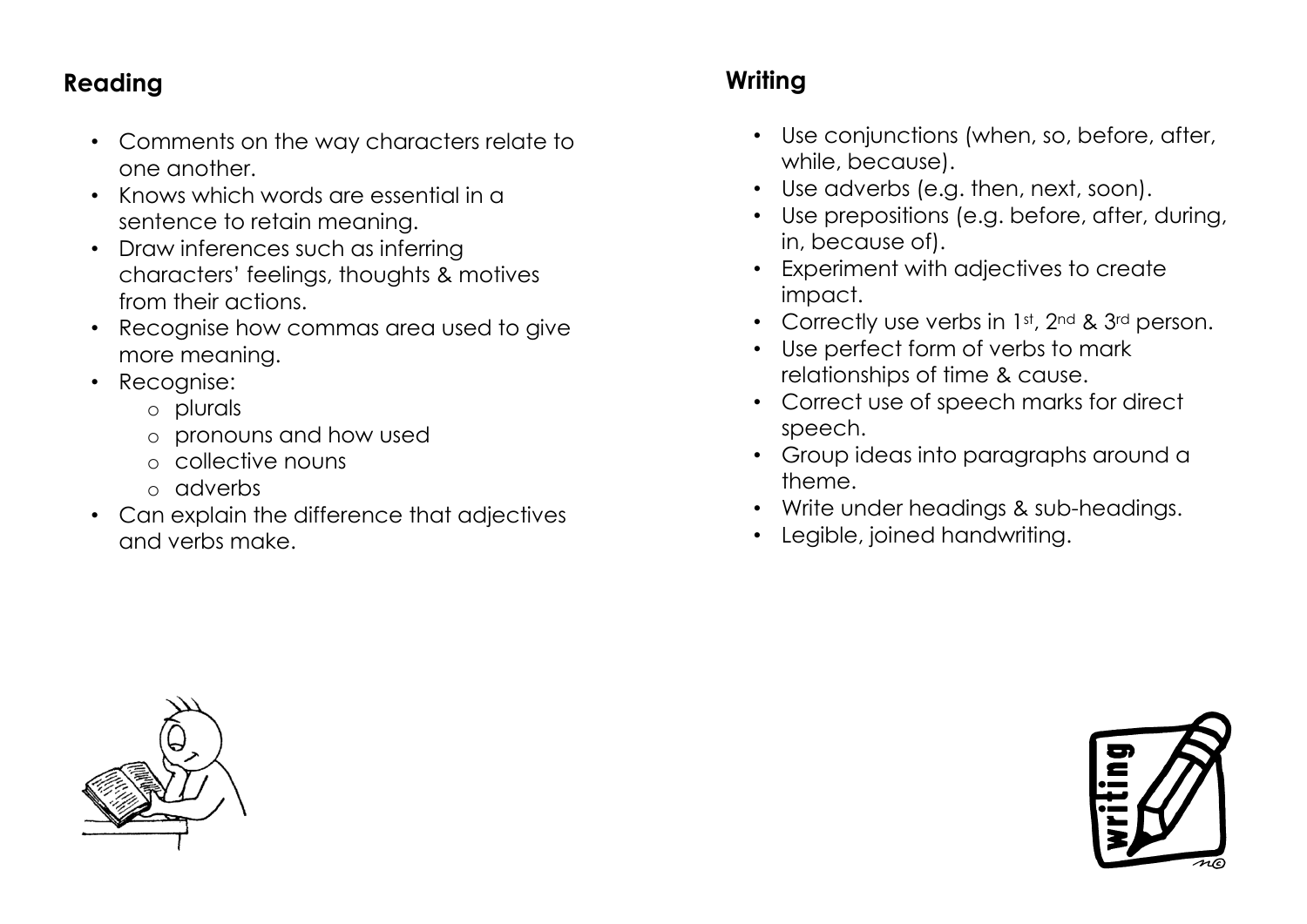## Reading

- Comments on the way characters relate to one another.
- Knows which words are essential in a sentence to retain meaning.
- Draw inferences such as inferring characters' feelings, thoughts & motives from their actions.
- Recognise how commas area used to give more meaning.
- Recognise:
  - plurals
  - pronouns and how used
  - collective nouns
  - adverbs
- Can explain the difference that adjectives and verbs make.

## Writing

- Use conjunctions (when, so, before, after, while, because).
- Use adverbs (e.g. then, next, soon).
- Use prepositions (e.g. before, after, during, in, because of).
- Experiment with adjectives to create impact.
- Correctly use verbs in 1st, 2nd & 3rd person.
- Use perfect form of verbs to mark relationships of time & cause.
- Correct use of speech marks for direct speech.
- Group ideas into paragraphs around a theme.
- Write under headings & sub-headings.
- Legible, joined handwriting.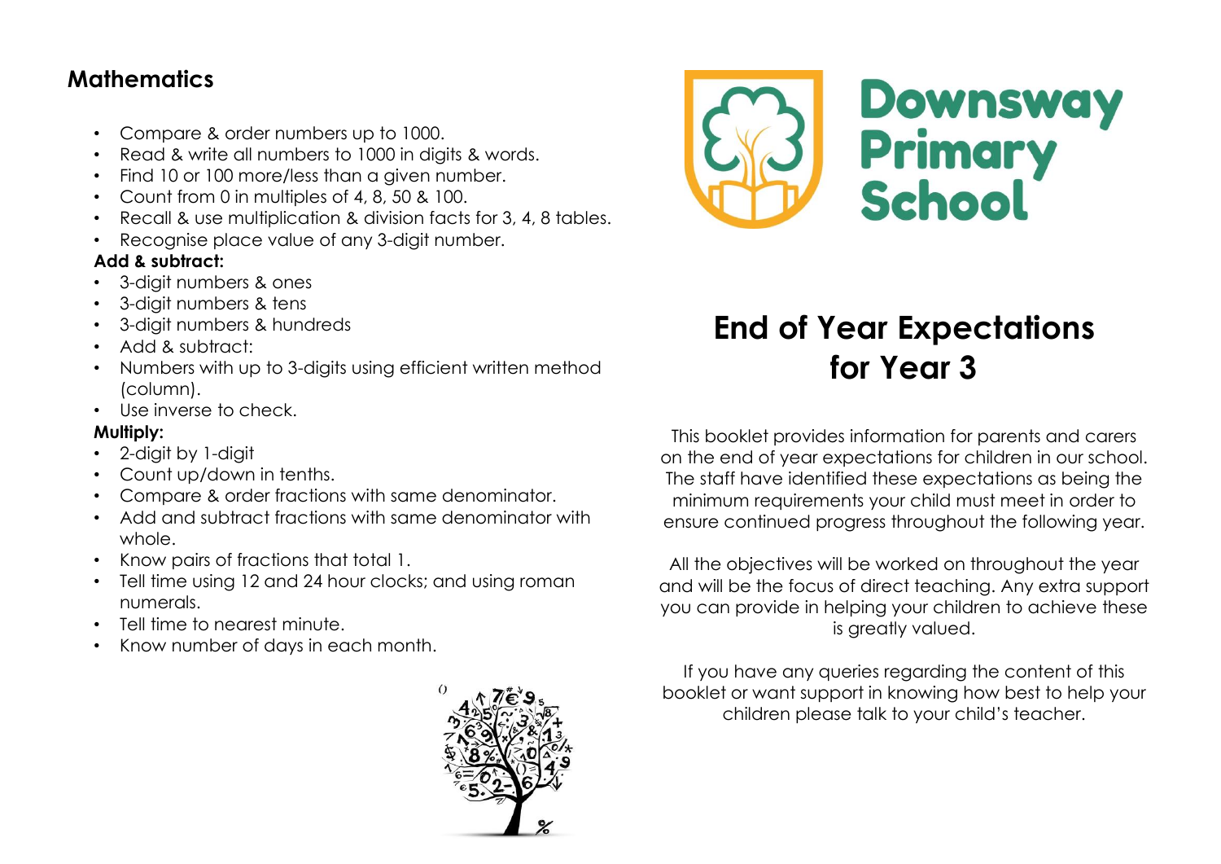## Mathematics

- Compare & order numbers up to 1000.
- Read & write all numbers to 1000 in digits & words.
- Find 10 or 100 more/less than a given number.
- Count from 0 in multiples of 4, 8, 50 & 100.
- Recall & use multiplication & division facts for 3, 4, 8 tables.
- Recognise place value of any 3-digit number.

**Add & subtract:**

- 3-digit numbers & ones
- 3-digit numbers & tens
- 3-digit numbers & hundreds
- Add & subtract:
- Numbers with up to 3-digits using efficient written method (column).
- Use inverse to check.

**Multiply:**

- 2-digit by 1-digit
- Count up/down in tenths.
- Compare & order fractions with same denominator.
- Add and subtract fractions with same denominator with whole.
- Know pairs of fractions that total 1.
- Tell time using 12 and 24 hour clocks; and using roman numerals.
- Tell time to nearest minute.
- Know number of days in each month.

Downsway Primary School

# End of Year Expectations for Year 3

This booklet provides information for parents and carers on the end of year expectations for children in our school. The staff have identified these expectations as being the minimum requirements your child must meet in order to ensure continued progress throughout the following year.

All the objectives will be worked on throughout the year and will be the focus of direct teaching. Any extra support you can provide in helping your children to achieve these is greatly valued.

If you have any queries regarding the content of this booklet or want support in knowing how best to help your children please talk to your child's teacher.